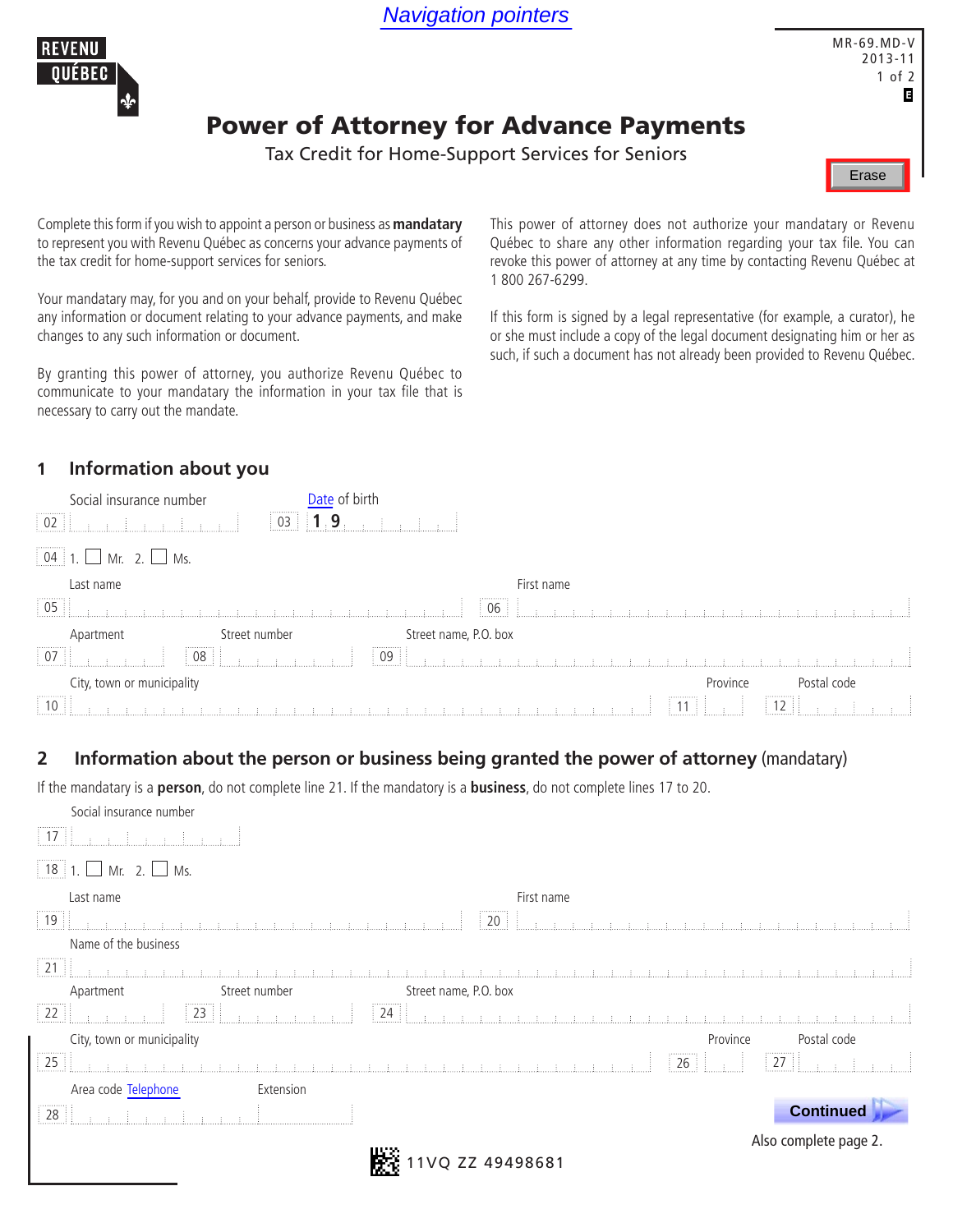Navigation pointers

REVENU QUÉBEC

MR-69.MD-V
2013-11

# Power of Attorney for Advance Payments

Tax Credit for Home-Support Services for Seniors

Erase

Complete this form if you wish to appoint a person or business as **mandatary** to represent you with Revenu Québec as concerns your advance payments of the tax credit for home-support services for seniors.

Your mandatary may, for you and on your behalf, provide to Revenu Québec any information or document relating to your advance payments, and make changes to any such information or document.

By granting this power of attorney, you authorize Revenu Québec to communicate to your mandatary the information in your tax file that is necessary to carry out the mandate.

This power of attorney does not authorize your mandatary or Revenu Québec to share any other information regarding your tax file. You can revoke this power of attorney at any time by contacting Revenu Québec at 1 800 267-6299.

If this form is signed by a legal representative (for example, a curator), he or she must include a copy of the legal document designating him or her as such, if such a document has not already been provided to Revenu Québec.

## 1 Information about you

02 Social insurance number

03 Date of birth 1 9

04 1. ☐ Mr. 2. ☐ Ms.

05 Last name

06 First name

07 Apartment

08 Street number

09 Street name, P.O. box

10 City, town or municipality

11 Province

12 Postal code

## 2 Information about the person or business being granted the power of attorney (mandatary)

If the mandatary is a **person**, do not complete line 21. If the mandatary is a **business**, do not complete lines 17 to 20.

17 Social insurance number

18 1. ☐ Mr. 2. ☐ Ms.

19 Last name

20 First name

21 Name of the business

22 Apartment

23 Street number

24 Street name, P.O. box

25 City, town or municipality

26 Province

27 Postal code

28 Area code Telephone Extension

Continued

Also complete page 2.

11VQ ZZ 49498681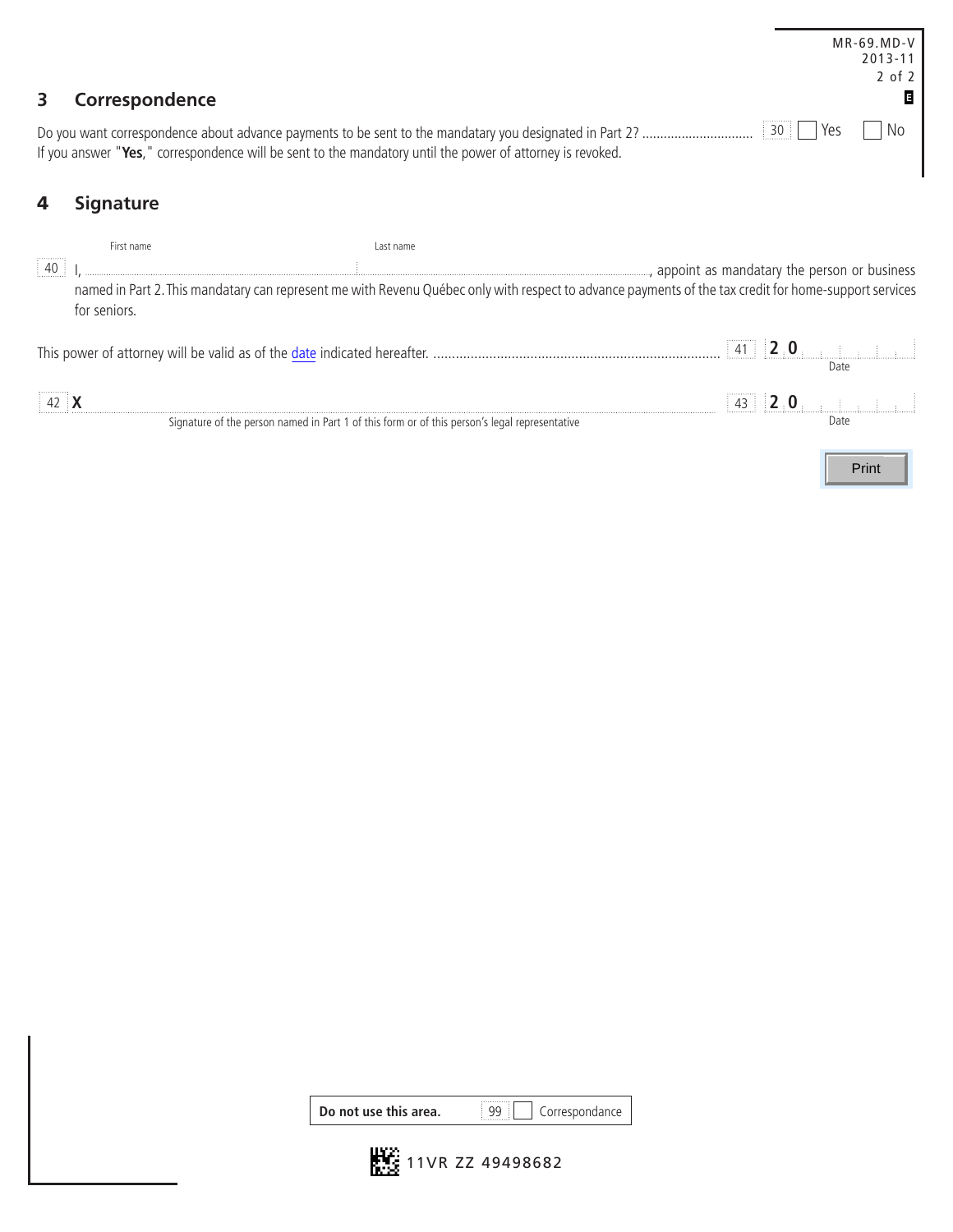## 3 Correspondence

Do you want correspondence about advance payments to be sent to the mandatary you designated in Part 2? .............................. 30 ☐ Yes ☐ No

If you answer "**Yes**," correspondence will be sent to the mandatory until the power of attorney is revoked.

## 4 Signature

40 I, ............................................ (First name) ............................................ (Last name), appoint as mandatary the person or business named in Part 2. This mandatary can represent me with Revenu Québec only with respect to advance payments of the tax credit for home-support services for seniors.

This power of attorney will be valid as of the date indicated hereafter. .............................................................................. 41 **2 0** ______ Date

42 **X** ............................................................................................................ 43 **2 0** ______ Date

Signature of the person named in Part 1 of this form or of this person's legal representative

Print

**Do not use this area.** 99 ☐ Correspondance

11VR ZZ 49498682